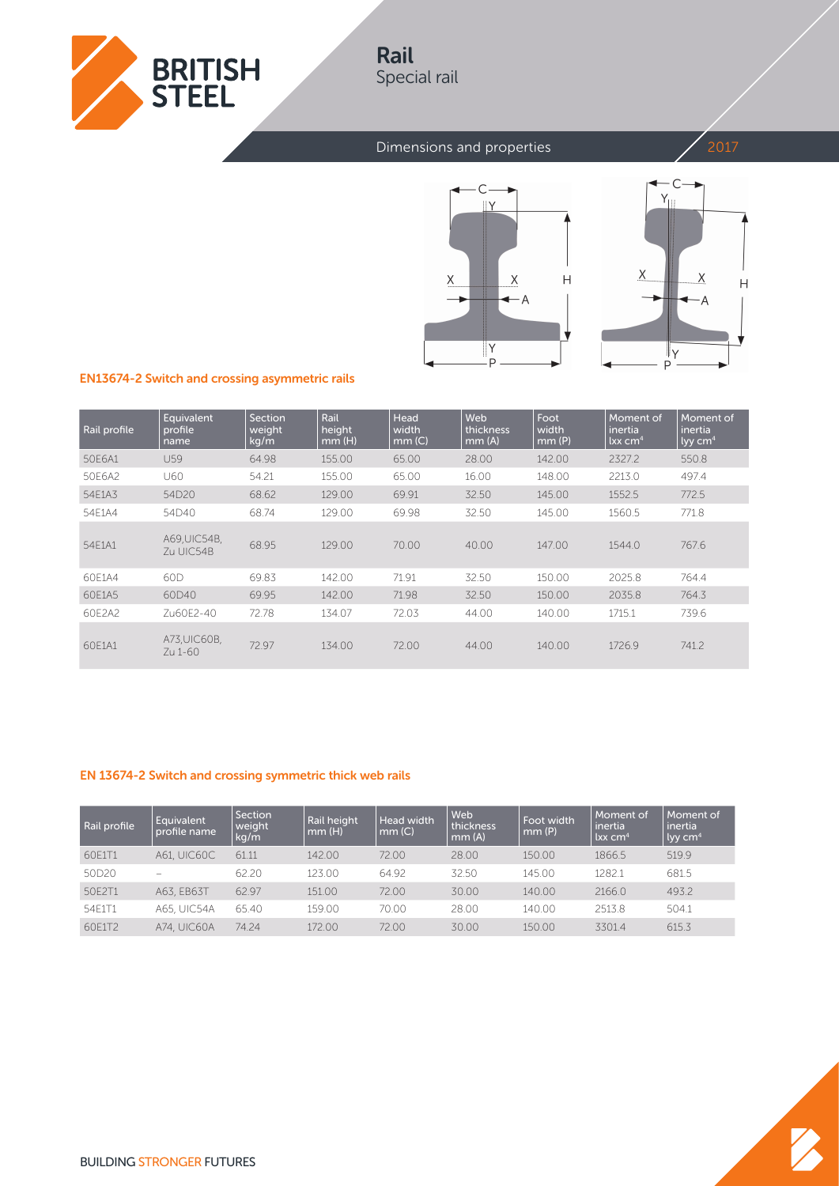# Rail

## Special rail

Dimensions and properties

2017

### EN13674-2 Switch and crossing asymmetric rails

| Rail profile | Equivalent profile name | Section weight kg/m | Rail height mm (H) | Head width mm (C) | Web thickness mm (A) | Foot width mm (P) | Moment of inertia Ixx $cm^4$ | Moment of inertia Iyy $cm^4$ |
|---|---|---|---|---|---|---|---|---|
| 50E6A1 | U59 | 64.98 | 155.00 | 65.00 | 28.00 | 142.00 | 2327.2 | 550.8 |
| 50E6A2 | U60 | 54.21 | 155.00 | 65.00 | 16.00 | 148.00 | 2213.0 | 497.4 |
| 54E1A3 | 54D20 | 68.62 | 129.00 | 69.91 | 32.50 | 145.00 | 1552.5 | 772.5 |
| 54E1A4 | 54D40 | 68.74 | 129.00 | 69.98 | 32.50 | 145.00 | 1560.5 | 771.8 |
| 54E1A1 | A69,UIC54B, Zu UIC54B | 68.95 | 129.00 | 70.00 | 40.00 | 147.00 | 1544.0 | 767.6 |
| 60E1A4 | 60D | 69.83 | 142.00 | 71.91 | 32.50 | 150.00 | 2025.8 | 764.4 |
| 60E1A5 | 60D40 | 69.95 | 142.00 | 71.98 | 32.50 | 150.00 | 2035.8 | 764.3 |
| 60E2A2 | Zu60E2-40 | 72.78 | 134.07 | 72.03 | 44.00 | 140.00 | 1715.1 | 739.6 |
| 60E1A1 | A73,UIC60B, Zu 1-60 | 72.97 | 134.00 | 72.00 | 44.00 | 140.00 | 1726.9 | 741.2 |

### EN 13674-2 Switch and crossing symmetric thick web rails

| Rail profile | Equivalent profile name | Section weight kg/m | Rail height mm (H) | Head width mm (C) | Web thickness mm (A) | Foot width mm (P) | Moment of inertia Ixx $cm^4$ | Moment of inertia Iyy $cm^4$ |
|---|---|---|---|---|---|---|---|---|
| 60E1T1 | A61, UIC60C | 61.11 | 142.00 | 72.00 | 28.00 | 150.00 | 1866.5 | 519.9 |
| 50D20 | – | 62.20 | 123.00 | 64.92 | 32.50 | 145.00 | 1282.1 | 681.5 |
| 50E2T1 | A63, EB63T | 62.97 | 151.00 | 72.00 | 30.00 | 140.00 | 2166.0 | 493.2 |
| 54E1T1 | A65, UIC54A | 65.40 | 159.00 | 70.00 | 28.00 | 140.00 | 2513.8 | 504.1 |
| 60E1T2 | A74, UIC60A | 74.24 | 172.00 | 72.00 | 30.00 | 150.00 | 3301.4 | 615.3 |

BUILDING STRONGER FUTURES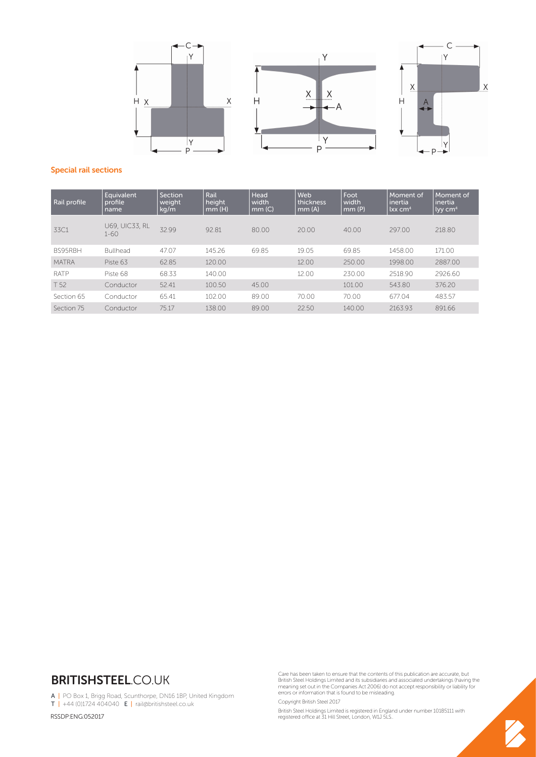## Special rail sections

| Rail profile | Equivalent profile name | Section weight kg/m | Rail height mm (H) | Head width mm (C) | Web thickness mm (A) | Foot width mm (P) | Moment of inertia Ixx $cm^4$ | Moment of inertia Iyy $cm^4$ |
|---|---|---|---|---|---|---|---|---|
| 33C1 | U69, UIC33, RL 1-60 | 32.99 | 92.81 | 80.00 | 20.00 | 40.00 | 297.00 | 218.80 |
| BS95RBH | Bullhead | 47.07 | 145.26 | 69.85 | 19.05 | 69.85 | 1458.00 | 171.00 |
| MATRA | Piste 63 | 62.85 | 120.00 | | 12.00 | 250.00 | 1998.00 | 2887.00 |
| RATP | Piste 68 | 68.33 | 140.00 | | 12.00 | 230.00 | 2518.90 | 2926.60 |
| T 52 | Conductor | 52.41 | 100.50 | 45.00 | | 101.00 | 543.80 | 376.20 |
| Section 65 | Conductor | 65.41 | 102.00 | 89.00 | 70.00 | 70.00 | 677.04 | 483.57 |
| Section 75 | Conductor | 75.17 | 138.00 | 89.00 | 22.50 | 140.00 | 2163.93 | 891.66 |

**BRITISHSTEEL**.CO.UK

A | PO Box 1, Brigg Road, Scunthorpe, DN16 1BP, United Kingdom
T | +44 (0)1724 404040 E | rail@britishsteel.co.uk

RSSDP:ENG:052017

Care has been taken to ensure that the contents of this publication are accurate, but British Steel Holdings Limited and its subsidiaries and associated undertakings (having the meaning set out in the Companies Act 2006) do not accept responsibility or liability for errors or information that is found to be misleading.

Copyright British Steel 2017

British Steel Holdings Limited is registered in England under number 10185111 with registered office at 31 Hill Street, London, W1J 5LS.